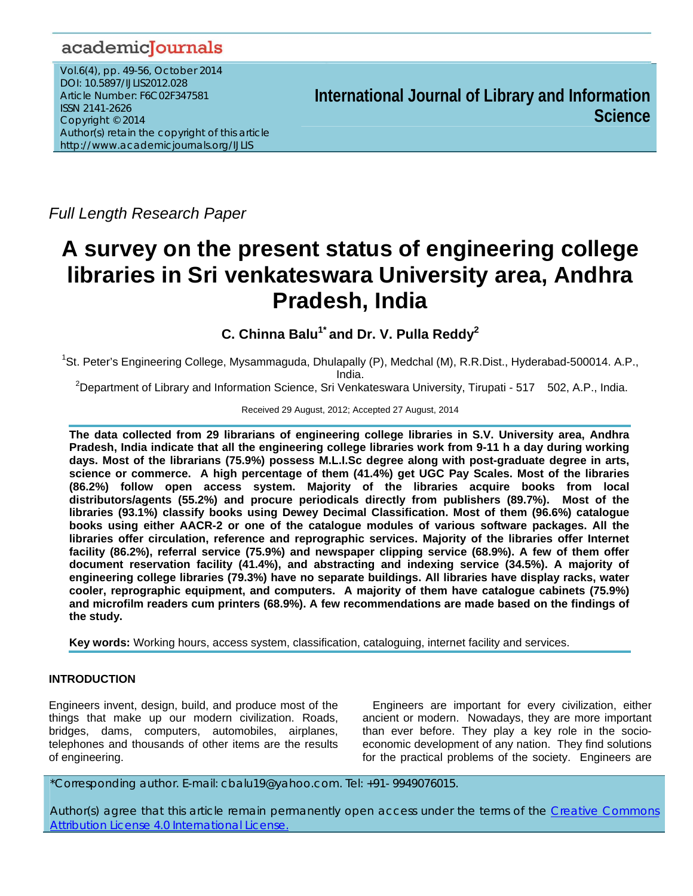*Full Length Research Paper*

# A survey on the present status of engineering college libraries in Sri venkateswara University area, Andhra Pradesh, India

**C. Chinna Balu[1*] and Dr. V. Pulla Reddy[2]**

[1]St. Peter's Engineering College, Mysammaguda, Dhulapally (P), Medchal (M), R.R.Dist., Hyderabad-500014. A.P., India.

[2]Department of Library and Information Science, Sri Venkateswara University, Tirupati - 517 502, A.P., India.

Received 29 August, 2012; Accepted 27 August, 2014

**The data collected from 29 librarians of engineering college libraries in S.V. University area, Andhra Pradesh, India indicate that all the engineering college libraries work from 9-11 h a day during working days. Most of the librarians (75.9%) possess M.L.I.Sc degree along with post-graduate degree in arts, science or commerce. A high percentage of them (41.4%) get UGC Pay Scales. Most of the libraries (86.2%) follow open access system. Majority of the libraries acquire books from local distributors/agents (55.2%) and procure periodicals directly from publishers (89.7%). Most of the libraries (93.1%) classify books using Dewey Decimal Classification. Most of them (96.6%) catalogue books using either AACR-2 or one of the catalogue modules of various software packages. All the libraries offer circulation, reference and reprographic services. Majority of the libraries offer Internet facility (86.2%), referral service (75.9%) and newspaper clipping service (68.9%). A few of them offer document reservation facility (41.4%), and abstracting and indexing service (34.5%). A majority of engineering college libraries (79.3%) have no separate buildings. All libraries have display racks, water cooler, reprographic equipment, and computers. A majority of them have catalogue cabinets (75.9%) and microfilm readers cum printers (68.9%). A few recommendations are made based on the findings of the study.**

**Key words:** Working hours, access system, classification, cataloguing, internet facility and services.

## INTRODUCTION

Engineers invent, design, build, and produce most of the things that make up our modern civilization. Roads, bridges, dams, computers, automobiles, airplanes, telephones and thousands of other items are the results of engineering.

Engineers are important for every civilization, either ancient or modern. Nowadays, they are more important than ever before. They play a key role in the socio-economic development of any nation. They find solutions for the practical problems of the society. Engineers are

*Corresponding author. E-mail: cbalu19@yahoo.com. Tel: +91- 9949076015.

Author(s) agree that this article remain permanently open access under the terms of the Creative Commons Attribution License 4.0 International License.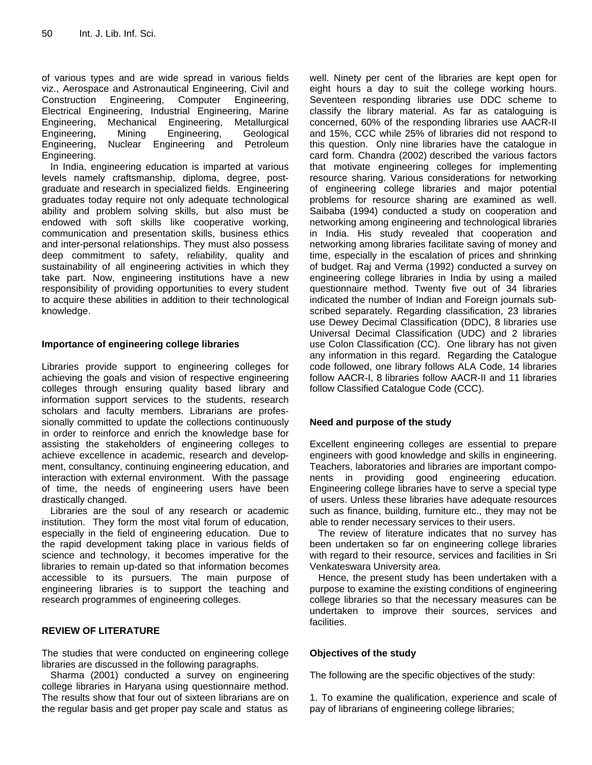of various types and are wide spread in various fields viz., Aerospace and Astronautical Engineering, Civil and Construction Engineering, Computer Engineering, Electrical Engineering, Industrial Engineering, Marine Engineering, Mechanical Engineering, Metallurgical Engineering, Mining Engineering, Geological Engineering, Nuclear Engineering and Petroleum Engineering.

In India, engineering education is imparted at various levels namely craftsmanship, diploma, degree, post-graduate and research in specialized fields. Engineering graduates today require not only adequate technological ability and problem solving skills, but also must be endowed with soft skills like cooperative working, communication and presentation skills, business ethics and inter-personal relationships. They must also possess deep commitment to safety, reliability, quality and sustainability of all engineering activities in which they take part. Now, engineering institutions have a new responsibility of providing opportunities to every student to acquire these abilities in addition to their technological knowledge.

### Importance of engineering college libraries

Libraries provide support to engineering colleges for achieving the goals and vision of respective engineering colleges through ensuring quality based library and information support services to the students, research scholars and faculty members. Librarians are professionally committed to update the collections continuously in order to reinforce and enrich the knowledge base for assisting the stakeholders of engineering colleges to achieve excellence in academic, research and development, consultancy, continuing engineering education, and interaction with external environment. With the passage of time, the needs of engineering users have been drastically changed.

Libraries are the soul of any research or academic institution. They form the most vital forum of education, especially in the field of engineering education. Due to the rapid development taking place in various fields of science and technology, it becomes imperative for the libraries to remain up-dated so that information becomes accessible to its pursuers. The main purpose of engineering libraries is to support the teaching and research programmes of engineering colleges.

## REVIEW OF LITERATURE

The studies that were conducted on engineering college libraries are discussed in the following paragraphs.

Sharma (2001) conducted a survey on engineering college libraries in Haryana using questionnaire method. The results show that four out of sixteen librarians are on the regular basis and get proper pay scale and status as well. Ninety per cent of the libraries are kept open for eight hours a day to suit the college working hours. Seventeen responding libraries use DDC scheme to classify the library material. As far as cataloguing is concerned, 60% of the responding libraries use AACR-II and 15%, CCC while 25% of libraries did not respond to this question. Only nine libraries have the catalogue in card form. Chandra (2002) described the various factors that motivate engineering colleges for implementing resource sharing. Various considerations for networking of engineering college libraries and major potential problems for resource sharing are examined as well. Saibaba (1994) conducted a study on cooperation and networking among engineering and technological libraries in India. His study revealed that cooperation and networking among libraries facilitate saving of money and time, especially in the escalation of prices and shrinking of budget. Raj and Verma (1992) conducted a survey on engineering college libraries in India by using a mailed questionnaire method. Twenty five out of 34 libraries indicated the number of Indian and Foreign journals subscribed separately. Regarding classification, 23 libraries use Dewey Decimal Classification (DDC), 8 libraries use Universal Decimal Classification (UDC) and 2 libraries use Colon Classification (CC). One library has not given any information in this regard. Regarding the Catalogue code followed, one library follows ALA Code, 14 libraries follow AACR-I, 8 libraries follow AACR-II and 11 libraries follow Classified Catalogue Code (CCC).

### Need and purpose of the study

Excellent engineering colleges are essential to prepare engineers with good knowledge and skills in engineering. Teachers, laboratories and libraries are important components in providing good engineering education. Engineering college libraries have to serve a special type of users. Unless these libraries have adequate resources such as finance, building, furniture etc., they may not be able to render necessary services to their users.

The review of literature indicates that no survey has been undertaken so far on engineering college libraries with regard to their resource, services and facilities in Sri Venkateswara University area.

Hence, the present study has been undertaken with a purpose to examine the existing conditions of engineering college libraries so that the necessary measures can be undertaken to improve their sources, services and facilities.

### Objectives of the study

The following are the specific objectives of the study:

1. To examine the qualification, experience and scale of pay of librarians of engineering college libraries;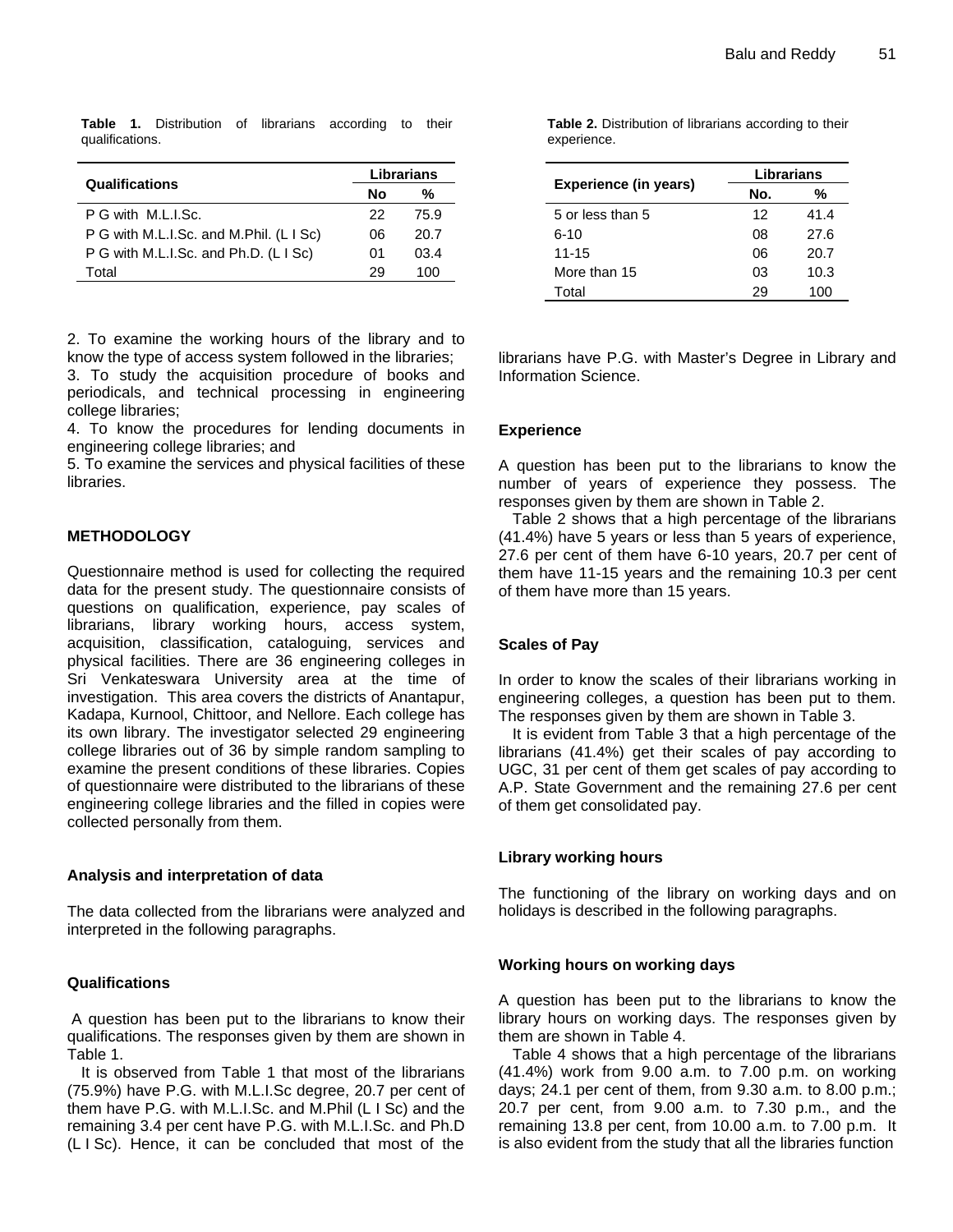**Table 1.** Distribution of librarians according to their qualifications.

| Qualifications | Librarians | |
|---|---|---|
| | No | % |
| P G with M.L.I.Sc. | 22 | 75.9 |
| P G with M.L.I.Sc. and M.Phil. (L I Sc) | 06 | 20.7 |
| P G with M.L.I.Sc. and Ph.D. (L I Sc) | 01 | 03.4 |
| Total | 29 | 100 |

2. To examine the working hours of the library and to know the type of access system followed in the libraries;
3. To study the acquisition procedure of books and periodicals, and technical processing in engineering college libraries;
4. To know the procedures for lending documents in engineering college libraries; and
5. To examine the services and physical facilities of these libraries.

## METHODOLOGY

Questionnaire method is used for collecting the required data for the present study. The questionnaire consists of questions on qualification, experience, pay scales of librarians, library working hours, access system, acquisition, classification, cataloguing, services and physical facilities. There are 36 engineering colleges in Sri Venkateswara University area at the time of investigation. This area covers the districts of Anantapur, Kadapa, Kurnool, Chittoor, and Nellore. Each college has its own library. The investigator selected 29 engineering college libraries out of 36 by simple random sampling to examine the present conditions of these libraries. Copies of questionnaire were distributed to the librarians of these engineering college libraries and the filled in copies were collected personally from them.

### Analysis and interpretation of data

The data collected from the librarians were analyzed and interpreted in the following paragraphs.

### Qualifications

A question has been put to the librarians to know their qualifications. The responses given by them are shown in Table 1.

It is observed from Table 1 that most of the librarians (75.9%) have P.G. with M.L.I.Sc degree, 20.7 per cent of them have P.G. with M.L.I.Sc. and M.Phil (L I Sc) and the remaining 3.4 per cent have P.G. with M.L.I.Sc. and Ph.D (L I Sc). Hence, it can be concluded that most of the librarians have P.G. with Master's Degree in Library and Information Science.

**Table 2.** Distribution of librarians according to their experience.

| Experience (in years) | Librarians | |
|---|---|---|
| | No. | % |
| 5 or less than 5 | 12 | 41.4 |
| 6-10 | 08 | 27.6 |
| 11-15 | 06 | 20.7 |
| More than 15 | 03 | 10.3 |
| Total | 29 | 100 |

### Experience

A question has been put to the librarians to know the number of years of experience they possess. The responses given by them are shown in Table 2.

Table 2 shows that a high percentage of the librarians (41.4%) have 5 years or less than 5 years of experience, 27.6 per cent of them have 6-10 years, 20.7 per cent of them have 11-15 years and the remaining 10.3 per cent of them have more than 15 years.

### Scales of Pay

In order to know the scales of their librarians working in engineering colleges, a question has been put to them. The responses given by them are shown in Table 3.

It is evident from Table 3 that a high percentage of the librarians (41.4%) get their scales of pay according to UGC, 31 per cent of them get scales of pay according to A.P. State Government and the remaining 27.6 per cent of them get consolidated pay.

### Library working hours

The functioning of the library on working days and on holidays is described in the following paragraphs.

### Working hours on working days

A question has been put to the librarians to know the library hours on working days. The responses given by them are shown in Table 4.

Table 4 shows that a high percentage of the librarians (41.4%) work from 9.00 a.m. to 7.00 p.m. on working days; 24.1 per cent of them, from 9.30 a.m. to 8.00 p.m.; 20.7 per cent, from 9.00 a.m. to 7.30 p.m., and the remaining 13.8 per cent, from 10.00 a.m. to 7.00 p.m. It is also evident from the study that all the libraries function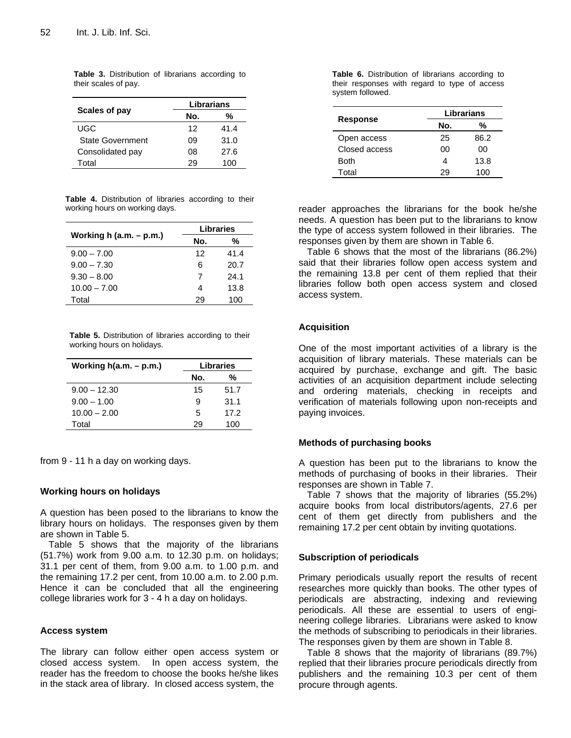**Table 3.** Distribution of librarians according to their scales of pay.

| Scales of pay | Librarians | |
|---|---|---|
| | No. | % |
| UGC | 12 | 41.4 |
| State Government | 09 | 31.0 |
| Consolidated pay | 08 | 27.6 |
| Total | 29 | 100 |

**Table 4.** Distribution of libraries according to their working hours on working days.

| Working h (a.m. – p.m.) | Libraries | |
|---|---|---|
| | No. | % |
| 9.00 – 7.00 | 12 | 41.4 |
| 9.00 – 7.30 | 6 | 20.7 |
| 9.30 – 8.00 | 7 | 24.1 |
| 10.00 – 7.00 | 4 | 13.8 |
| Total | 29 | 100 |

**Table 5.** Distribution of libraries according to their working hours on holidays.

| Working h(a.m. – p.m.) | Libraries | |
|---|---|---|
| | No. | % |
| 9.00 – 12.30 | 15 | 51.7 |
| 9.00 – 1.00 | 9 | 31.1 |
| 10.00 – 2.00 | 5 | 17.2 |
| Total | 29 | 100 |

from 9 - 11 h a day on working days.

### Working hours on holidays

A question has been posed to the librarians to know the library hours on holidays. The responses given by them are shown in Table 5.

Table 5 shows that the majority of the librarians (51.7%) work from 9.00 a.m. to 12.30 p.m. on holidays; 31.1 per cent of them, from 9.00 a.m. to 1.00 p.m. and the remaining 17.2 per cent, from 10.00 a.m. to 2.00 p.m. Hence it can be concluded that all the engineering college libraries work for 3 - 4 h a day on holidays.

### Access system

The library can follow either open access system or closed access system. In open access system, the reader has the freedom to choose the books he/she likes in the stack area of library. In closed access system, the reader approaches the librarians for the book he/she needs. A question has been put to the librarians to know the type of access system followed in their libraries. The responses given by them are shown in Table 6.

**Table 6.** Distribution of librarians according to their responses with regard to type of access system followed.

| Response | Librarians | |
|---|---|---|
| | No. | % |
| Open access | 25 | 86.2 |
| Closed access | 00 | 00 |
| Both | 4 | 13.8 |
| Total | 29 | 100 |

Table 6 shows that the most of the librarians (86.2%) said that their libraries follow open access system and the remaining 13.8 per cent of them replied that their libraries follow both open access system and closed access system.

### Acquisition

One of the most important activities of a library is the acquisition of library materials. These materials can be acquired by purchase, exchange and gift. The basic activities of an acquisition department include selecting and ordering materials, checking in receipts and verification of materials following upon non-receipts and paying invoices.

### Methods of purchasing books

A question has been put to the librarians to know the methods of purchasing of books in their libraries. Their responses are shown in Table 7.

Table 7 shows that the majority of libraries (55.2%) acquire books from local distributors/agents, 27.6 per cent of them get directly from publishers and the remaining 17.2 per cent obtain by inviting quotations.

### Subscription of periodicals

Primary periodicals usually report the results of recent researches more quickly than books. The other types of periodicals are abstracting, indexing and reviewing periodicals. All these are essential to users of engineering college libraries. Librarians were asked to know the methods of subscribing to periodicals in their libraries. The responses given by them are shown in Table 8.

Table 8 shows that the majority of librarians (89.7%) replied that their libraries procure periodicals directly from publishers and the remaining 10.3 per cent of them procure through agents.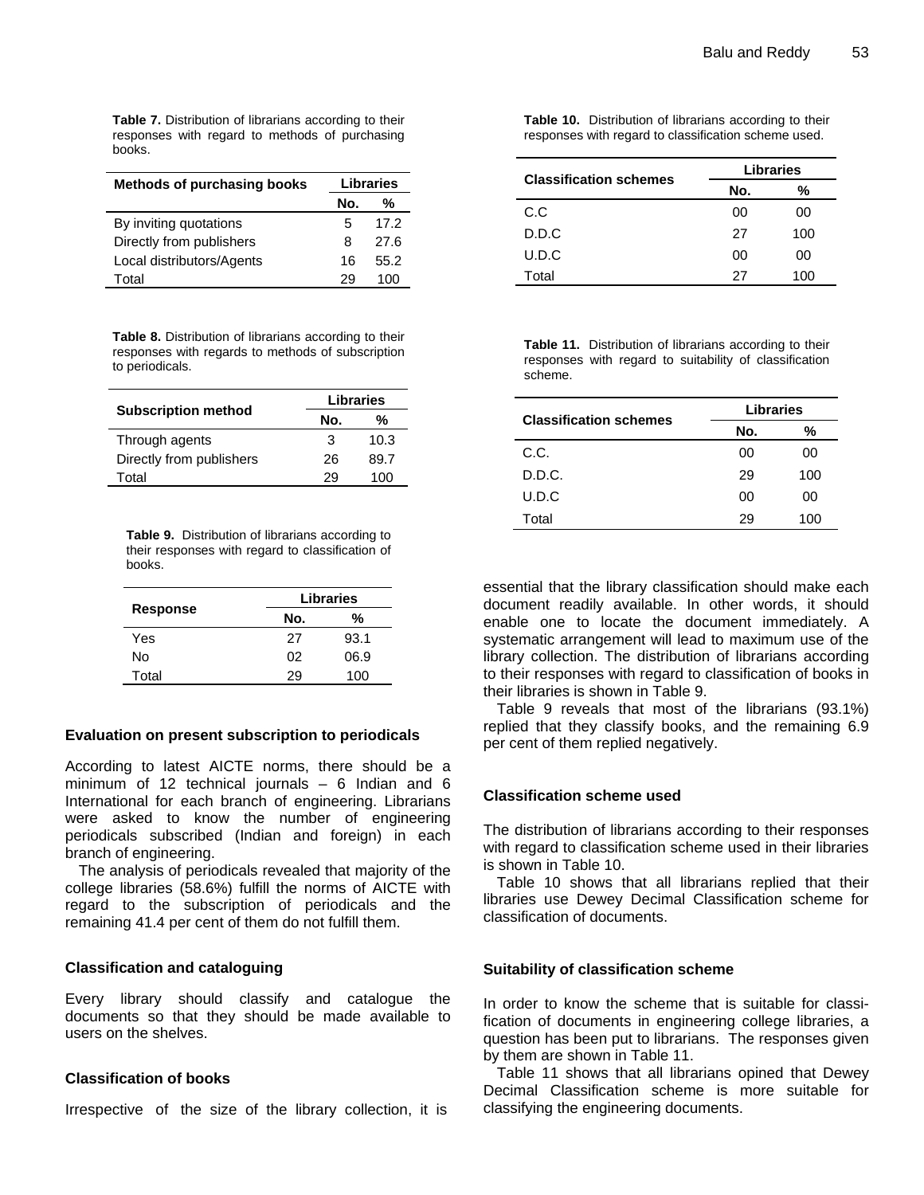**Table 7.** Distribution of librarians according to their responses with regard to methods of purchasing books.

| Methods of purchasing books | Libraries | |
|---|---|---|
| | No. | % |
| By inviting quotations | 5 | 17.2 |
| Directly from publishers | 8 | 27.6 |
| Local distributors/Agents | 16 | 55.2 |
| Total | 29 | 100 |

**Table 8.** Distribution of librarians according to their responses with regards to methods of subscription to periodicals.

| Subscription method | Libraries | |
|---|---|---|
| | No. | % |
| Through agents | 3 | 10.3 |
| Directly from publishers | 26 | 89.7 |
| Total | 29 | 100 |

**Table 9.** Distribution of librarians according to their responses with regard to classification of books.

| Response | Libraries | |
|---|---|---|
| | No. | % |
| Yes | 27 | 93.1 |
| No | 02 | 06.9 |
| Total | 29 | 100 |

### Evaluation on present subscription to periodicals

According to latest AICTE norms, there should be a minimum of 12 technical journals – 6 Indian and 6 International for each branch of engineering. Librarians were asked to know the number of engineering periodicals subscribed (Indian and foreign) in each branch of engineering.

The analysis of periodicals revealed that majority of the college libraries (58.6%) fulfill the norms of AICTE with regard to the subscription of periodicals and the remaining 41.4 per cent of them do not fulfill them.

### Classification and cataloguing

Every library should classify and catalogue the documents so that they should be made available to users on the shelves.

### Classification of books

Irrespective of the size of the library collection, it is essential that the library classification should make each document readily available. In other words, it should enable one to locate the document immediately. A systematic arrangement will lead to maximum use of the library collection. The distribution of librarians according to their responses with regard to classification of books in their libraries is shown in Table 9.

Table 9 reveals that most of the librarians (93.1%) replied that they classify books, and the remaining 6.9 per cent of them replied negatively.

**Table 10.** Distribution of librarians according to their responses with regard to classification scheme used.

| Classification schemes | Libraries | |
|---|---|---|
| | No. | % |
| C.C | 00 | 00 |
| D.D.C | 27 | 100 |
| U.D.C | 00 | 00 |
| Total | 27 | 100 |

**Table 11.** Distribution of librarians according to their responses with regard to suitability of classification scheme.

| Classification schemes | Libraries | |
|---|---|---|
| | No. | % |
| C.C. | 00 | 00 |
| D.D.C. | 29 | 100 |
| U.D.C | 00 | 00 |
| Total | 29 | 100 |

### Classification scheme used

The distribution of librarians according to their responses with regard to classification scheme used in their libraries is shown in Table 10.

Table 10 shows that all librarians replied that their libraries use Dewey Decimal Classification scheme for classification of documents.

### Suitability of classification scheme

In order to know the scheme that is suitable for classification of documents in engineering college libraries, a question has been put to librarians. The responses given by them are shown in Table 11.

Table 11 shows that all librarians opined that Dewey Decimal Classification scheme is more suitable for classifying the engineering documents.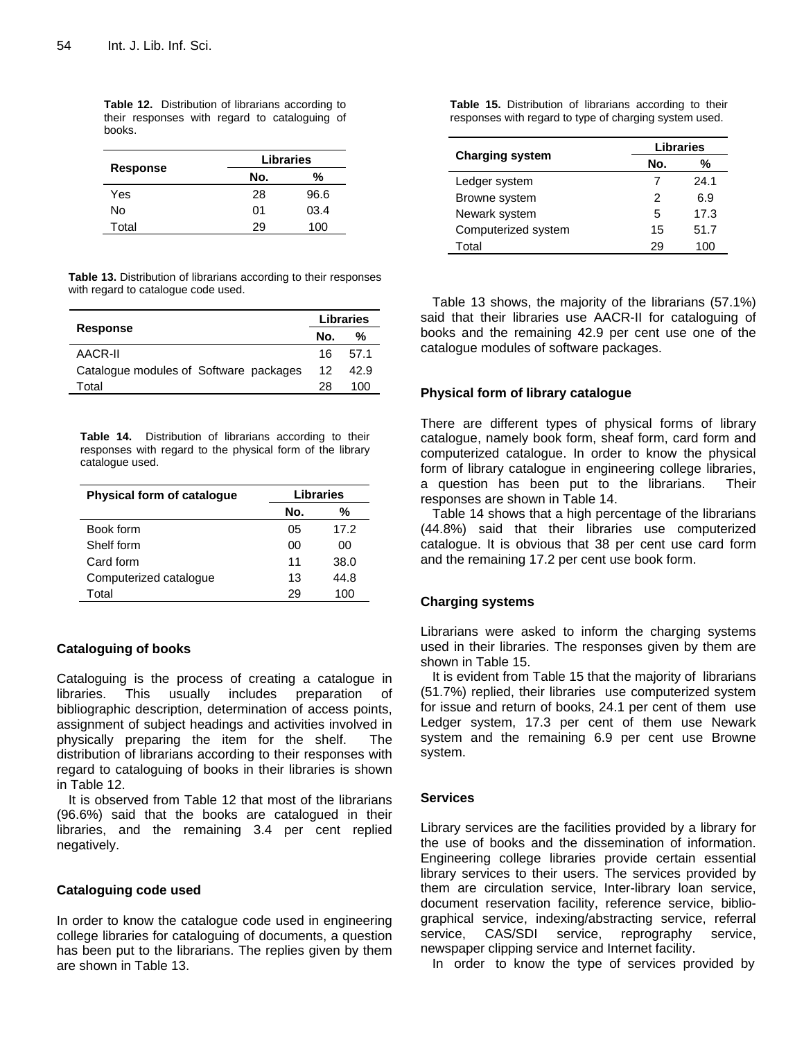**Table 12.** Distribution of librarians according to their responses with regard to cataloguing of books.

| Response | Libraries | |
|---|---|---|
| | No. | % |
| Yes | 28 | 96.6 |
| No | 01 | 03.4 |
| Total | 29 | 100 |

**Table 13.** Distribution of librarians according to their responses with regard to catalogue code used.

| Response | Libraries | |
|---|---|---|
| | No. | % |
| AACR-II | 16 | 57.1 |
| Catalogue modules of Software packages | 12 | 42.9 |
| Total | 28 | 100 |

**Table 14.** Distribution of librarians according to their responses with regard to the physical form of the library catalogue used.

| Physical form of catalogue | Libraries | |
|---|---|---|
| | No. | % |
| Book form | 05 | 17.2 |
| Shelf form | 00 | 00 |
| Card form | 11 | 38.0 |
| Computerized catalogue | 13 | 44.8 |
| Total | 29 | 100 |

## Cataloguing of books

Cataloguing is the process of creating a catalogue in libraries. This usually includes preparation of bibliographic description, determination of access points, assignment of subject headings and activities involved in physically preparing the item for the shelf. The distribution of librarians according to their responses with regard to cataloguing of books in their libraries is shown in Table 12.

It is observed from Table 12 that most of the librarians (96.6%) said that the books are catalogued in their libraries, and the remaining 3.4 per cent replied negatively.

## Cataloguing code used

In order to know the catalogue code used in engineering college libraries for cataloguing of documents, a question has been put to the librarians. The replies given by them are shown in Table 13.

**Table 15.** Distribution of librarians according to their responses with regard to type of charging system used.

| Charging system | Libraries | |
|---|---|---|
| | No. | % |
| Ledger system | 7 | 24.1 |
| Browne system | 2 | 6.9 |
| Newark system | 5 | 17.3 |
| Computerized system | 15 | 51.7 |
| Total | 29 | 100 |

Table 13 shows, the majority of the librarians (57.1%) said that their libraries use AACR-II for cataloguing of books and the remaining 42.9 per cent use one of the catalogue modules of software packages.

## Physical form of library catalogue

There are different types of physical forms of library catalogue, namely book form, sheaf form, card form and computerized catalogue. In order to know the physical form of library catalogue in engineering college libraries, a question has been put to the librarians. Their responses are shown in Table 14.

Table 14 shows that a high percentage of the librarians (44.8%) said that their libraries use computerized catalogue. It is obvious that 38 per cent use card form and the remaining 17.2 per cent use book form.

## Charging systems

Librarians were asked to inform the charging systems used in their libraries. The responses given by them are shown in Table 15.

It is evident from Table 15 that the majority of librarians (51.7%) replied, their libraries use computerized system for issue and return of books, 24.1 per cent of them use Ledger system, 17.3 per cent of them use Newark system and the remaining 6.9 per cent use Browne system.

## Services

Library services are the facilities provided by a library for the use of books and the dissemination of information. Engineering college libraries provide certain essential library services to their users. The services provided by them are circulation service, Inter-library loan service, document reservation facility, reference service, bibliographical service, indexing/abstracting service, referral service, CAS/SDI service, reprography service, newspaper clipping service and Internet facility.

In order to know the type of services provided by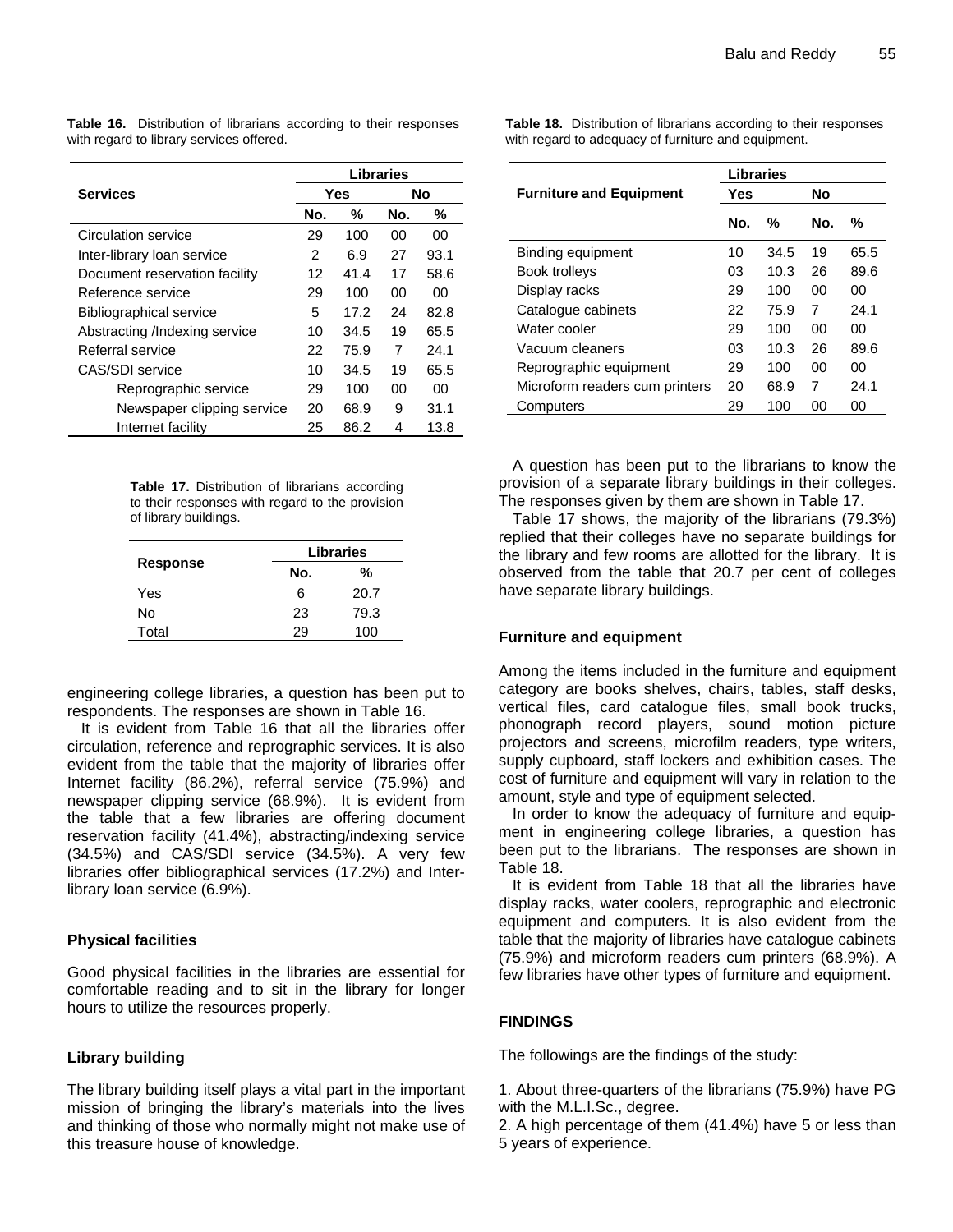**Table 16.** Distribution of librarians according to their responses with regard to library services offered.

| Services | Libraries | | | |
|---|---|---|---|---|
| | Yes | | No | |
| | No. | % | No. | % |
| Circulation service | 29 | 100 | 00 | 00 |
| Inter-library loan service | 2 | 6.9 | 27 | 93.1 |
| Document reservation facility | 12 | 41.4 | 17 | 58.6 |
| Reference service | 29 | 100 | 00 | 00 |
| Bibliographical service | 5 | 17.2 | 24 | 82.8 |
| Abstracting /Indexing service | 10 | 34.5 | 19 | 65.5 |
| Referral service | 22 | 75.9 | 7 | 24.1 |
| CAS/SDI service | 10 | 34.5 | 19 | 65.5 |
| Reprographic service | 29 | 100 | 00 | 00 |
| Newspaper clipping service | 20 | 68.9 | 9 | 31.1 |
| Internet facility | 25 | 86.2 | 4 | 13.8 |

**Table 17.** Distribution of librarians according to their responses with regard to the provision of library buildings.

| Response | Libraries | |
|---|---|---|
| | No. | % |
| Yes | 6 | 20.7 |
| No | 23 | 79.3 |
| Total | 29 | 100 |

engineering college libraries, a question has been put to respondents. The responses are shown in Table 16.

It is evident from Table 16 that all the libraries offer circulation, reference and reprographic services. It is also evident from the table that the majority of libraries offer Internet facility (86.2%), referral service (75.9%) and newspaper clipping service (68.9%). It is evident from the table that a few libraries are offering document reservation facility (41.4%), abstracting/indexing service (34.5%) and CAS/SDI service (34.5%). A very few libraries offer bibliographical services (17.2%) and Inter-library loan service (6.9%).

### Physical facilities

Good physical facilities in the libraries are essential for comfortable reading and to sit in the library for longer hours to utilize the resources properly.

### Library building

The library building itself plays a vital part in the important mission of bringing the library's materials into the lives and thinking of those who normally might not make use of this treasure house of knowledge.

**Table 18.** Distribution of librarians according to their responses with regard to adequacy of furniture and equipment.

| Furniture and Equipment | Libraries | | | |
|---|---|---|---|---|
| | Yes | | No | |
| | No. | % | No. | % |
| Binding equipment | 10 | 34.5 | 19 | 65.5 |
| Book trolleys | 03 | 10.3 | 26 | 89.6 |
| Display racks | 29 | 100 | 00 | 00 |
| Catalogue cabinets | 22 | 75.9 | 7 | 24.1 |
| Water cooler | 29 | 100 | 00 | 00 |
| Vacuum cleaners | 03 | 10.3 | 26 | 89.6 |
| Reprographic equipment | 29 | 100 | 00 | 00 |
| Microform readers cum printers | 20 | 68.9 | 7 | 24.1 |
| Computers | 29 | 100 | 00 | 00 |

A question has been put to the librarians to know the provision of a separate library buildings in their colleges. The responses given by them are shown in Table 17.

Table 17 shows, the majority of the librarians (79.3%) replied that their colleges have no separate buildings for the library and few rooms are allotted for the library. It is observed from the table that 20.7 per cent of colleges have separate library buildings.

### Furniture and equipment

Among the items included in the furniture and equipment category are books shelves, chairs, tables, staff desks, vertical files, card catalogue files, small book trucks, phonograph record players, sound motion picture projectors and screens, microfilm readers, type writers, supply cupboard, staff lockers and exhibition cases. The cost of furniture and equipment will vary in relation to the amount, style and type of equipment selected.

In order to know the adequacy of furniture and equipment in engineering college libraries, a question has been put to the librarians. The responses are shown in Table 18.

It is evident from Table 18 that all the libraries have display racks, water coolers, reprographic and electronic equipment and computers. It is also evident from the table that the majority of libraries have catalogue cabinets (75.9%) and microform readers cum printers (68.9%). A few libraries have other types of furniture and equipment.

## FINDINGS

The followings are the findings of the study:

1. About three-quarters of the librarians (75.9%) have PG with the M.L.I.Sc., degree.
2. A high percentage of them (41.4%) have 5 or less than 5 years of experience.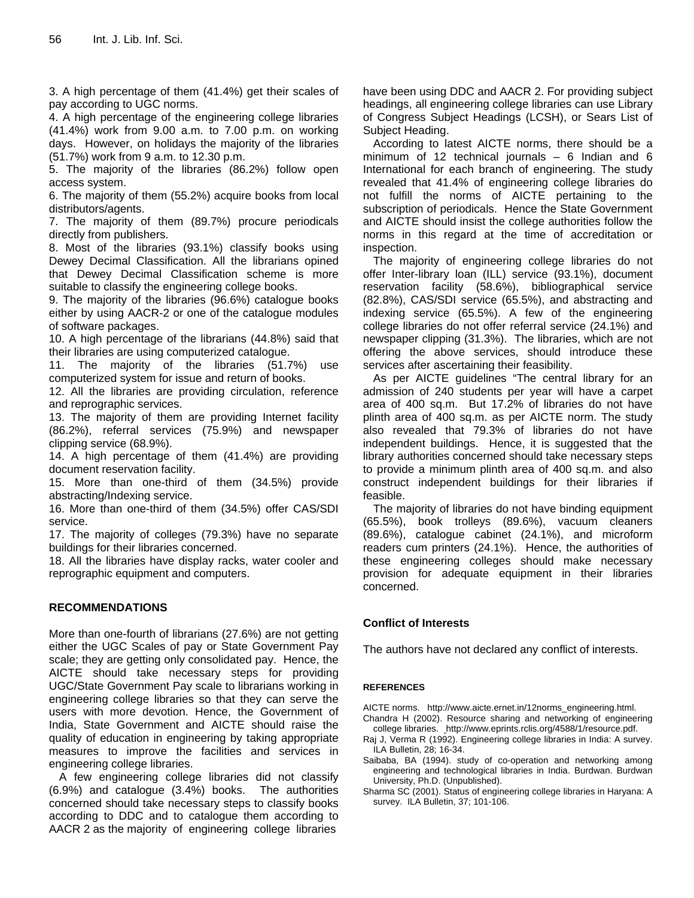3. A high percentage of them (41.4%) get their scales of pay according to UGC norms.
4. A high percentage of the engineering college libraries (41.4%) work from 9.00 a.m. to 7.00 p.m. on working days. However, on holidays the majority of the libraries (51.7%) work from 9 a.m. to 12.30 p.m.
5. The majority of the libraries (86.2%) follow open access system.
6. The majority of them (55.2%) acquire books from local distributors/agents.
7. The majority of them (89.7%) procure periodicals directly from publishers.
8. Most of the libraries (93.1%) classify books using Dewey Decimal Classification. All the librarians opined that Dewey Decimal Classification scheme is more suitable to classify the engineering college books.
9. The majority of the libraries (96.6%) catalogue books either by using AACR-2 or one of the catalogue modules of software packages.
10. A high percentage of the librarians (44.8%) said that their libraries are using computerized catalogue.
11. The majority of the libraries (51.7%) use computerized system for issue and return of books.
12. All the libraries are providing circulation, reference and reprographic services.
13. The majority of them are providing Internet facility (86.2%), referral services (75.9%) and newspaper clipping service (68.9%).
14. A high percentage of them (41.4%) are providing document reservation facility.
15. More than one-third of them (34.5%) provide abstracting/Indexing service.
16. More than one-third of them (34.5%) offer CAS/SDI service.
17. The majority of colleges (79.3%) have no separate buildings for their libraries concerned.
18. All the libraries have display racks, water cooler and reprographic equipment and computers.

## RECOMMENDATIONS

More than one-fourth of librarians (27.6%) are not getting either the UGC Scales of pay or State Government Pay scale; they are getting only consolidated pay. Hence, the AICTE should take necessary steps for providing UGC/State Government Pay scale to librarians working in engineering college libraries so that they can serve the users with more devotion. Hence, the Government of India, State Government and AICTE should raise the quality of education in engineering by taking appropriate measures to improve the facilities and services in engineering college libraries.

A few engineering college libraries did not classify (6.9%) and catalogue (3.4%) books. The authorities concerned should take necessary steps to classify books according to DDC and to catalogue them according to AACR 2 as the majority of engineering college libraries have been using DDC and AACR 2. For providing subject headings, all engineering college libraries can use Library of Congress Subject Headings (LCSH), or Sears List of Subject Heading.

According to latest AICTE norms, there should be a minimum of 12 technical journals – 6 Indian and 6 International for each branch of engineering. The study revealed that 41.4% of engineering college libraries do not fulfill the norms of AICTE pertaining to the subscription of periodicals. Hence the State Government and AICTE should insist the college authorities follow the norms in this regard at the time of accreditation or inspection.

The majority of engineering college libraries do not offer Inter-library loan (ILL) service (93.1%), document reservation facility (58.6%), bibliographical service (82.8%), CAS/SDI service (65.5%), and abstracting and indexing service (65.5%). A few of the engineering college libraries do not offer referral service (24.1%) and newspaper clipping (31.3%). The libraries, which are not offering the above services, should introduce these services after ascertaining their feasibility.

As per AICTE guidelines "The central library for an admission of 240 students per year will have a carpet area of 400 sq.m. But 17.2% of libraries do not have plinth area of 400 sq.m. as per AICTE norm. The study also revealed that 79.3% of libraries do not have independent buildings. Hence, it is suggested that the library authorities concerned should take necessary steps to provide a minimum plinth area of 400 sq.m. and also construct independent buildings for their libraries if feasible.

The majority of libraries do not have binding equipment (65.5%), book trolleys (89.6%), vacuum cleaners (89.6%), catalogue cabinet (24.1%), and microform readers cum printers (24.1%). Hence, the authorities of these engineering colleges should make necessary provision for adequate equipment in their libraries concerned.

### Conflict of Interests

The authors have not declared any conflict of interests.

### REFERENCES

AICTE norms. http://www.aicte.ernet.in/12norms_engineering.html.

Chandra H (2002). Resource sharing and networking of engineering college libraries. http://www.eprints.rclis.org/4588/1/resource.pdf.

Raj J, Verma R (1992). Engineering college libraries in India: A survey. ILA Bulletin, 28; 16-34.

Saibaba, BA (1994). study of co-operation and networking among engineering and technological libraries in India. Burdwan. Burdwan University, Ph.D. (Unpublished).

Sharma SC (2001). Status of engineering college libraries in Haryana: A survey. ILA Bulletin, 37; 101-106.